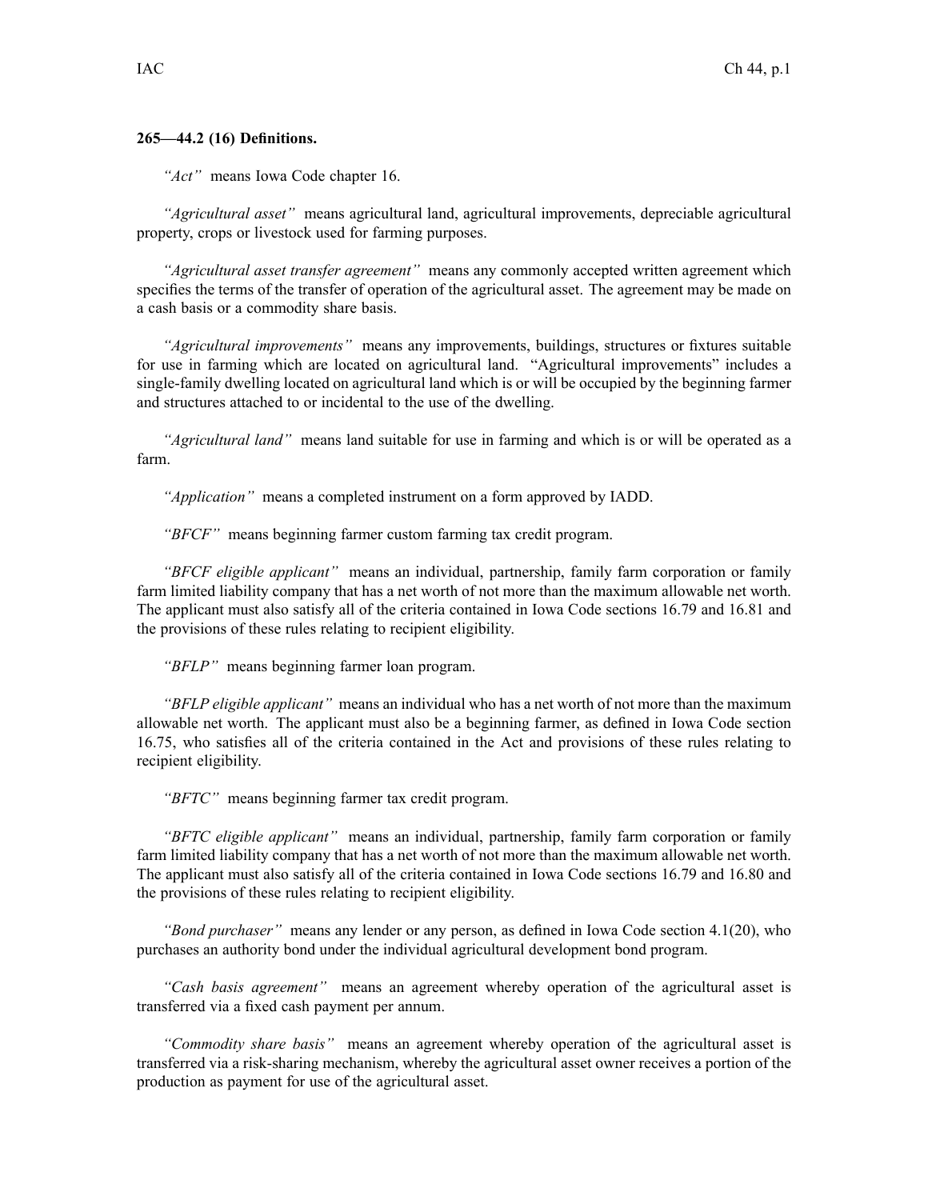**265—44.2 (16) Definitions.**

*"Act"* means Iowa Code chapter 16.

*"Agricultural asset"* means agricultural land, agricultural improvements, depreciable agricultural property, crops or livestock used for farming purposes.

*"Agricultural asset transfer agreement"* means any commonly accepted written agreement which specifies the terms of the transfer of operation of the agricultural asset. The agreement may be made on a cash basis or a commodity share basis.

*"Agricultural improvements"* means any improvements, buildings, structures or fixtures suitable for use in farming which are located on agricultural land. "Agricultural improvements" includes a single-family dwelling located on agricultural land which is or will be occupied by the beginning farmer and structures attached to or incidental to the use of the dwelling.

*"Agricultural land"* means land suitable for use in farming and which is or will be operated as a farm.

*"Application"* means a completed instrument on a form approved by IADD.

*"BFCF"* means beginning farmer custom farming tax credit program.

*"BFCF eligible applicant"* means an individual, partnership, family farm corporation or family farm limited liability company that has a net worth of not more than the maximum allowable net worth. The applicant must also satisfy all of the criteria contained in Iowa Code sections 16.79 and 16.81 and the provisions of these rules relating to recipient eligibility.

*"BFLP"* means beginning farmer loan program.

*"BFLP eligible applicant"* means an individual who has a net worth of not more than the maximum allowable net worth. The applicant must also be a beginning farmer, as defined in Iowa Code section 16.75, who satisfies all of the criteria contained in the Act and provisions of these rules relating to recipient eligibility.

*"BFTC"* means beginning farmer tax credit program.

*"BFTC eligible applicant"* means an individual, partnership, family farm corporation or family farm limited liability company that has a net worth of not more than the maximum allowable net worth. The applicant must also satisfy all of the criteria contained in Iowa Code sections 16.79 and 16.80 and the provisions of these rules relating to recipient eligibility.

*"Bond purchaser"* means any lender or any person, as defined in Iowa Code section 4.1(20), who purchases an authority bond under the individual agricultural development bond program.

*"Cash basis agreement"* means an agreement whereby operation of the agricultural asset is transferred via a fixed cash payment per annum.

*"Commodity share basis"* means an agreement whereby operation of the agricultural asset is transferred via a risk-sharing mechanism, whereby the agricultural asset owner receives a portion of the production as payment for use of the agricultural asset.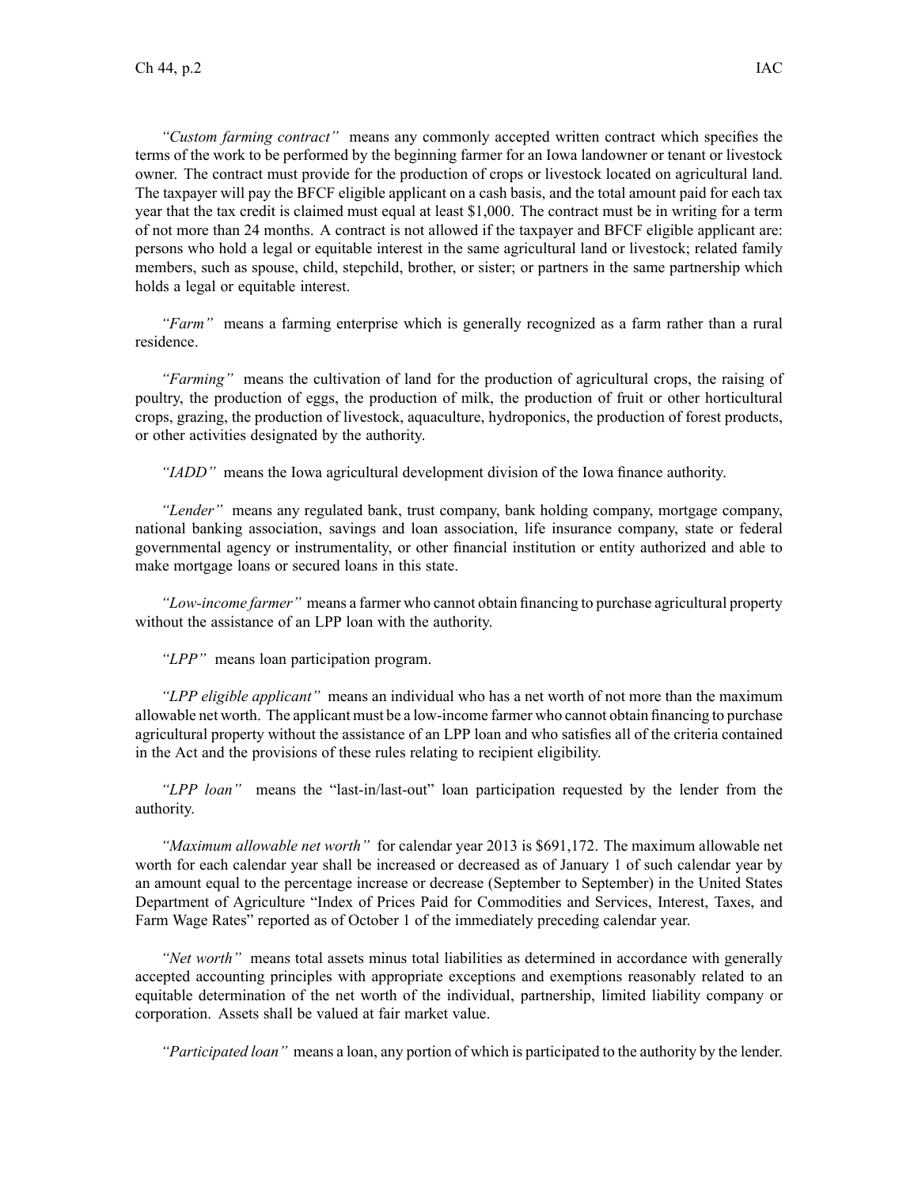*"Custom farming contract"* means any commonly accepted written contract which specifies the terms of the work to be performed by the beginning farmer for an Iowa landowner or tenant or livestock owner. The contract must provide for the production of crops or livestock located on agricultural land. The taxpayer will pay the BFCF eligible applicant on a cash basis, and the total amount paid for each tax year that the tax credit is claimed must equal at least $1,000. The contract must be in writing for a term of not more than 24 months. A contract is not allowed if the taxpayer and BFCF eligible applicant are: persons who hold a legal or equitable interest in the same agricultural land or livestock; related family members, such as spouse, child, stepchild, brother, or sister; or partners in the same partnership which holds a legal or equitable interest.

*"Farm"* means a farming enterprise which is generally recognized as a farm rather than a rural residence.

*"Farming"* means the cultivation of land for the production of agricultural crops, the raising of poultry, the production of eggs, the production of milk, the production of fruit or other horticultural crops, grazing, the production of livestock, aquaculture, hydroponics, the production of forest products, or other activities designated by the authority.

*"IADD"* means the Iowa agricultural development division of the Iowa finance authority.

*"Lender"* means any regulated bank, trust company, bank holding company, mortgage company, national banking association, savings and loan association, life insurance company, state or federal governmental agency or instrumentality, or other financial institution or entity authorized and able to make mortgage loans or secured loans in this state.

*"Low-income farmer"* means a farmer who cannot obtain financing to purchase agricultural property without the assistance of an LPP loan with the authority.

*"LPP"* means loan participation program.

*"LPP eligible applicant"* means an individual who has a net worth of not more than the maximum allowable net worth. The applicant must be a low-income farmer who cannot obtain financing to purchase agricultural property without the assistance of an LPP loan and who satisfies all of the criteria contained in the Act and the provisions of these rules relating to recipient eligibility.

*"LPP loan"* means the "last-in/last-out" loan participation requested by the lender from the authority.

*"Maximum allowable net worth"* for calendar year 2013 is $691,172. The maximum allowable net worth for each calendar year shall be increased or decreased as of January 1 of such calendar year by an amount equal to the percentage increase or decrease (September to September) in the United States Department of Agriculture "Index of Prices Paid for Commodities and Services, Interest, Taxes, and Farm Wage Rates" reported as of October 1 of the immediately preceding calendar year.

*"Net worth"* means total assets minus total liabilities as determined in accordance with generally accepted accounting principles with appropriate exceptions and exemptions reasonably related to an equitable determination of the net worth of the individual, partnership, limited liability company or corporation. Assets shall be valued at fair market value.

*"Participated loan"* means a loan, any portion of which is participated to the authority by the lender.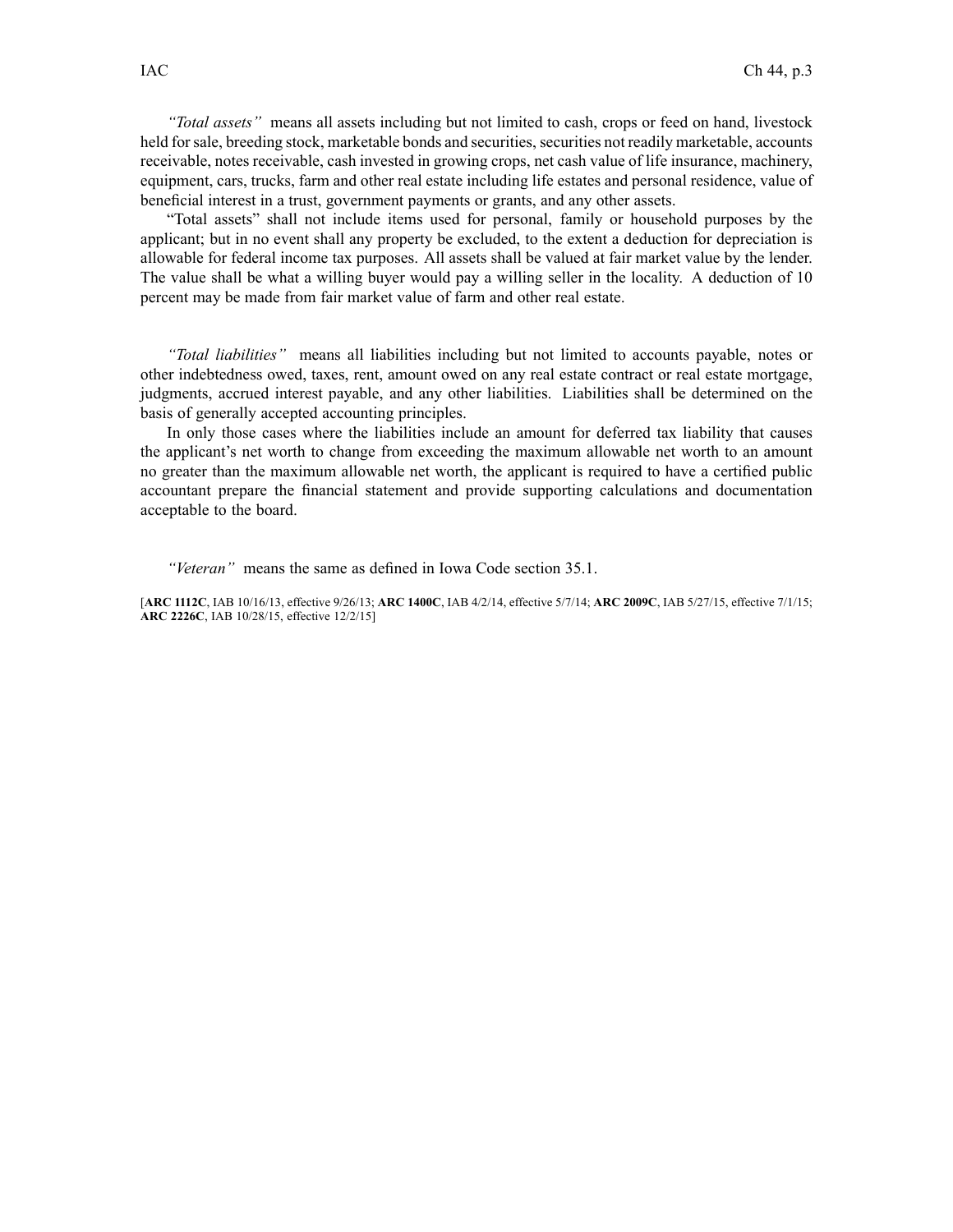*"Total assets"* means all assets including but not limited to cash, crops or feed on hand, livestock held for sale, breeding stock, marketable bonds and securities, securities not readily marketable, accounts receivable, notes receivable, cash invested in growing crops, net cash value of life insurance, machinery, equipment, cars, trucks, farm and other real estate including life estates and personal residence, value of beneficial interest in a trust, government payments or grants, and any other assets.

"Total assets" shall not include items used for personal, family or household purposes by the applicant; but in no event shall any property be excluded, to the extent a deduction for depreciation is allowable for federal income tax purposes. All assets shall be valued at fair market value by the lender. The value shall be what a willing buyer would pay a willing seller in the locality. A deduction of 10 percent may be made from fair market value of farm and other real estate.

*"Total liabilities"* means all liabilities including but not limited to accounts payable, notes or other indebtedness owed, taxes, rent, amount owed on any real estate contract or real estate mortgage, judgments, accrued interest payable, and any other liabilities. Liabilities shall be determined on the basis of generally accepted accounting principles.

In only those cases where the liabilities include an amount for deferred tax liability that causes the applicant's net worth to change from exceeding the maximum allowable net worth to an amount no greater than the maximum allowable net worth, the applicant is required to have a certified public accountant prepare the financial statement and provide supporting calculations and documentation acceptable to the board.

*"Veteran"* means the same as defined in Iowa Code section 35.1.

[**ARC 1112C**, IAB 10/16/13, effective 9/26/13; **ARC 1400C**, IAB 4/2/14, effective 5/7/14; **ARC 2009C**, IAB 5/27/15, effective 7/1/15; **ARC 2226C**, IAB 10/28/15, effective 12/2/15]